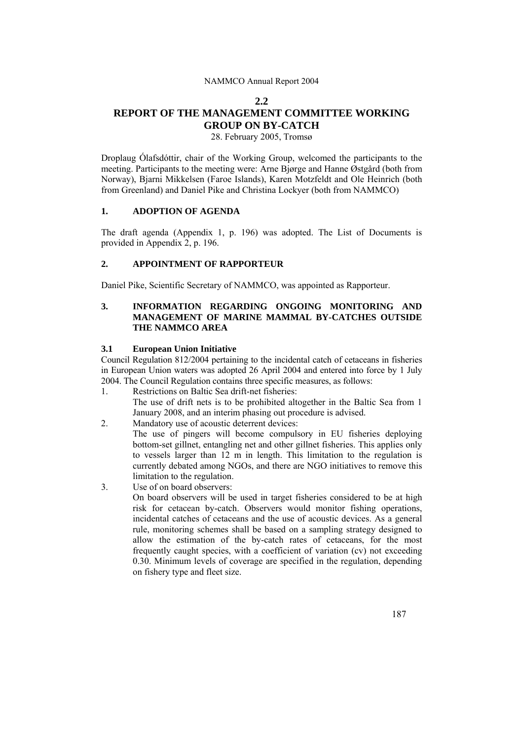## 2.2

# REPORT OF THE MANAGEMENT COMMITTEE WORKING GROUP ON BY-CATCH

28. February 2005, Tromsø

Droplaug Ólafsdóttir, chair of the Working Group, welcomed the participants to the meeting. Participants to the meeting were: Arne Bjørge and Hanne Østgård (both from Norway), Bjarni Mikkelsen (Faroe Islands), Karen Motzfeldt and Ole Heinrich (both from Greenland) and Daniel Pike and Christina Lockyer (both from NAMMCO)

## 1. ADOPTION OF AGENDA

The draft agenda (Appendix 1, p. 196) was adopted. The List of Documents is provided in Appendix 2, p. 196.

## 2. APPOINTMENT OF RAPPORTEUR

Daniel Pike, Scientific Secretary of NAMMCO, was appointed as Rapporteur.

## 3. INFORMATION REGARDING ONGOING MONITORING AND MANAGEMENT OF MARINE MAMMAL BY-CATCHES OUTSIDE THE NAMMCO AREA

### 3.1 European Union Initiative

Council Regulation 812/2004 pertaining to the incidental catch of cetaceans in fisheries in European Union waters was adopted 26 April 2004 and entered into force by 1 July 2004. The Council Regulation contains three specific measures, as follows:

1. Restrictions on Baltic Sea drift-net fisheries:
   The use of drift nets is to be prohibited altogether in the Baltic Sea from 1 January 2008, and an interim phasing out procedure is advised.
2. Mandatory use of acoustic deterrent devices:
   The use of pingers will become compulsory in EU fisheries deploying bottom-set gillnet, entangling net and other gillnet fisheries. This applies only to vessels larger than 12 m in length. This limitation to the regulation is currently debated among NGOs, and there are NGO initiatives to remove this limitation to the regulation.
3. Use of on board observers:
   On board observers will be used in target fisheries considered to be at high risk for cetacean by-catch. Observers would monitor fishing operations, incidental catches of cetaceans and the use of acoustic devices. As a general rule, monitoring schemes shall be based on a sampling strategy designed to allow the estimation of the by-catch rates of cetaceans, for the most frequently caught species, with a coefficient of variation (cv) not exceeding 0.30. Minimum levels of coverage are specified in the regulation, depending on fishery type and fleet size.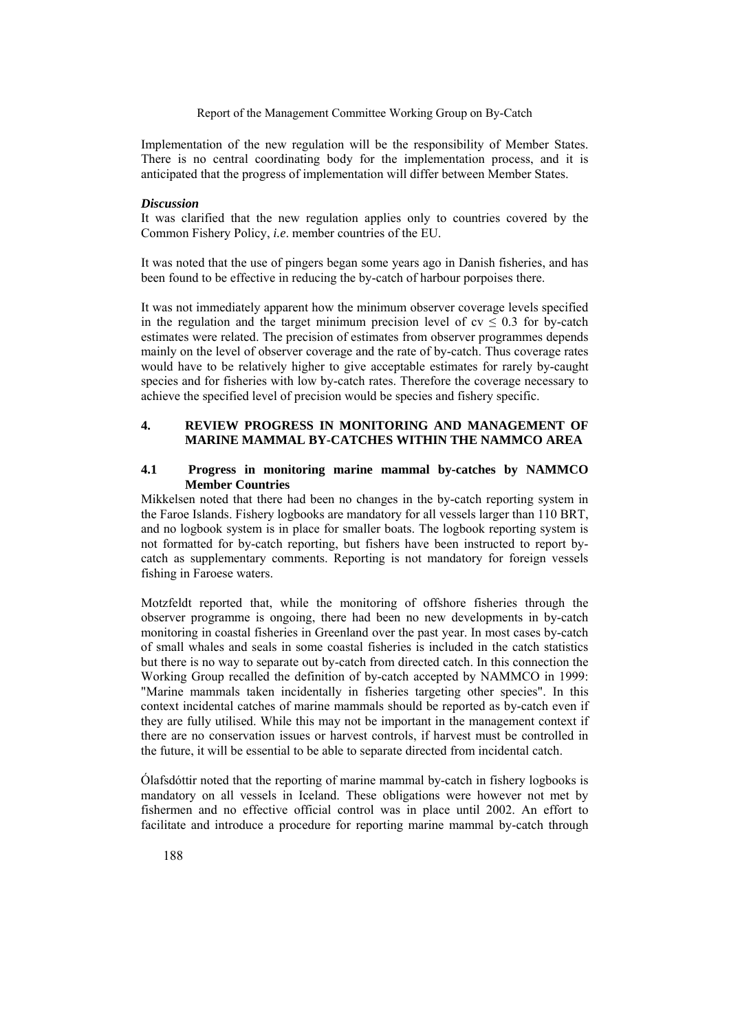Implementation of the new regulation will be the responsibility of Member States. There is no central coordinating body for the implementation process, and it is anticipated that the progress of implementation will differ between Member States.

***Discussion***

It was clarified that the new regulation applies only to countries covered by the Common Fishery Policy, *i.e*. member countries of the EU.

It was noted that the use of pingers began some years ago in Danish fisheries, and has been found to be effective in reducing the by-catch of harbour porpoises there.

It was not immediately apparent how the minimum observer coverage levels specified in the regulation and the target minimum precision level of $cv \leq 0.3$ for by-catch estimates were related. The precision of estimates from observer programmes depends mainly on the level of observer coverage and the rate of by-catch. Thus coverage rates would have to be relatively higher to give acceptable estimates for rarely by-caught species and for fisheries with low by-catch rates. Therefore the coverage necessary to achieve the specified level of precision would be species and fishery specific.

## 4. REVIEW PROGRESS IN MONITORING AND MANAGEMENT OF MARINE MAMMAL BY-CATCHES WITHIN THE NAMMCO AREA

### 4.1 Progress in monitoring marine mammal by-catches by NAMMCO Member Countries

Mikkelsen noted that there had been no changes in the by-catch reporting system in the Faroe Islands. Fishery logbooks are mandatory for all vessels larger than 110 BRT, and no logbook system is in place for smaller boats. The logbook reporting system is not formatted for by-catch reporting, but fishers have been instructed to report by-catch as supplementary comments. Reporting is not mandatory for foreign vessels fishing in Faroese waters.

Motzfeldt reported that, while the monitoring of offshore fisheries through the observer programme is ongoing, there had been no new developments in by-catch monitoring in coastal fisheries in Greenland over the past year. In most cases by-catch of small whales and seals in some coastal fisheries is included in the catch statistics but there is no way to separate out by-catch from directed catch. In this connection the Working Group recalled the definition of by-catch accepted by NAMMCO in 1999: "Marine mammals taken incidentally in fisheries targeting other species". In this context incidental catches of marine mammals should be reported as by-catch even if they are fully utilised. While this may not be important in the management context if there are no conservation issues or harvest controls, if harvest must be controlled in the future, it will be essential to be able to separate directed from incidental catch.

Ólafsdóttir noted that the reporting of marine mammal by-catch in fishery logbooks is mandatory on all vessels in Iceland. These obligations were however not met by fishermen and no effective official control was in place until 2002. An effort to facilitate and introduce a procedure for reporting marine mammal by-catch through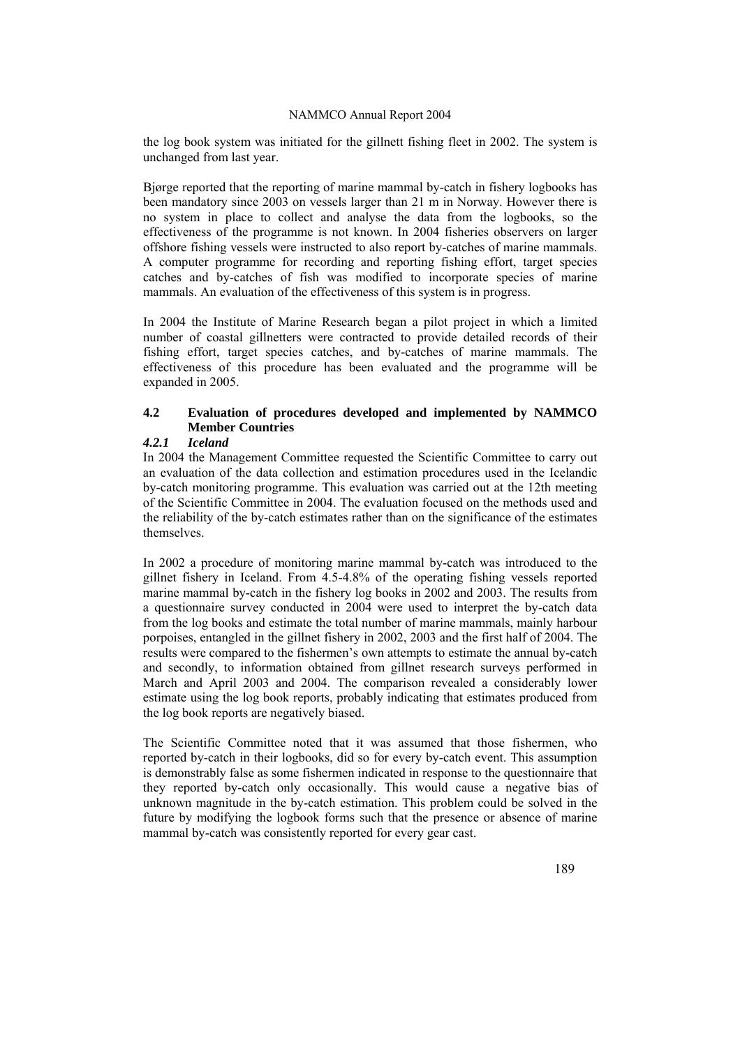the log book system was initiated for the gillnett fishing fleet in 2002. The system is unchanged from last year.

Bjørge reported that the reporting of marine mammal by-catch in fishery logbooks has been mandatory since 2003 on vessels larger than 21 m in Norway. However there is no system in place to collect and analyse the data from the logbooks, so the effectiveness of the programme is not known. In 2004 fisheries observers on larger offshore fishing vessels were instructed to also report by-catches of marine mammals. A computer programme for recording and reporting fishing effort, target species catches and by-catches of fish was modified to incorporate species of marine mammals. An evaluation of the effectiveness of this system is in progress.

In 2004 the Institute of Marine Research began a pilot project in which a limited number of coastal gillnetters were contracted to provide detailed records of their fishing effort, target species catches, and by-catches of marine mammals. The effectiveness of this procedure has been evaluated and the programme will be expanded in 2005.

## 4.2 Evaluation of procedures developed and implemented by NAMMCO Member Countries

### *4.2.1 Iceland*

In 2004 the Management Committee requested the Scientific Committee to carry out an evaluation of the data collection and estimation procedures used in the Icelandic by-catch monitoring programme. This evaluation was carried out at the 12th meeting of the Scientific Committee in 2004. The evaluation focused on the methods used and the reliability of the by-catch estimates rather than on the significance of the estimates themselves.

In 2002 a procedure of monitoring marine mammal by-catch was introduced to the gillnet fishery in Iceland. From 4.5-4.8% of the operating fishing vessels reported marine mammal by-catch in the fishery log books in 2002 and 2003. The results from a questionnaire survey conducted in 2004 were used to interpret the by-catch data from the log books and estimate the total number of marine mammals, mainly harbour porpoises, entangled in the gillnet fishery in 2002, 2003 and the first half of 2004. The results were compared to the fishermen's own attempts to estimate the annual by-catch and secondly, to information obtained from gillnet research surveys performed in March and April 2003 and 2004. The comparison revealed a considerably lower estimate using the log book reports, probably indicating that estimates produced from the log book reports are negatively biased.

The Scientific Committee noted that it was assumed that those fishermen, who reported by-catch in their logbooks, did so for every by-catch event. This assumption is demonstrably false as some fishermen indicated in response to the questionnaire that they reported by-catch only occasionally. This would cause a negative bias of unknown magnitude in the by-catch estimation. This problem could be solved in the future by modifying the logbook forms such that the presence or absence of marine mammal by-catch was consistently reported for every gear cast.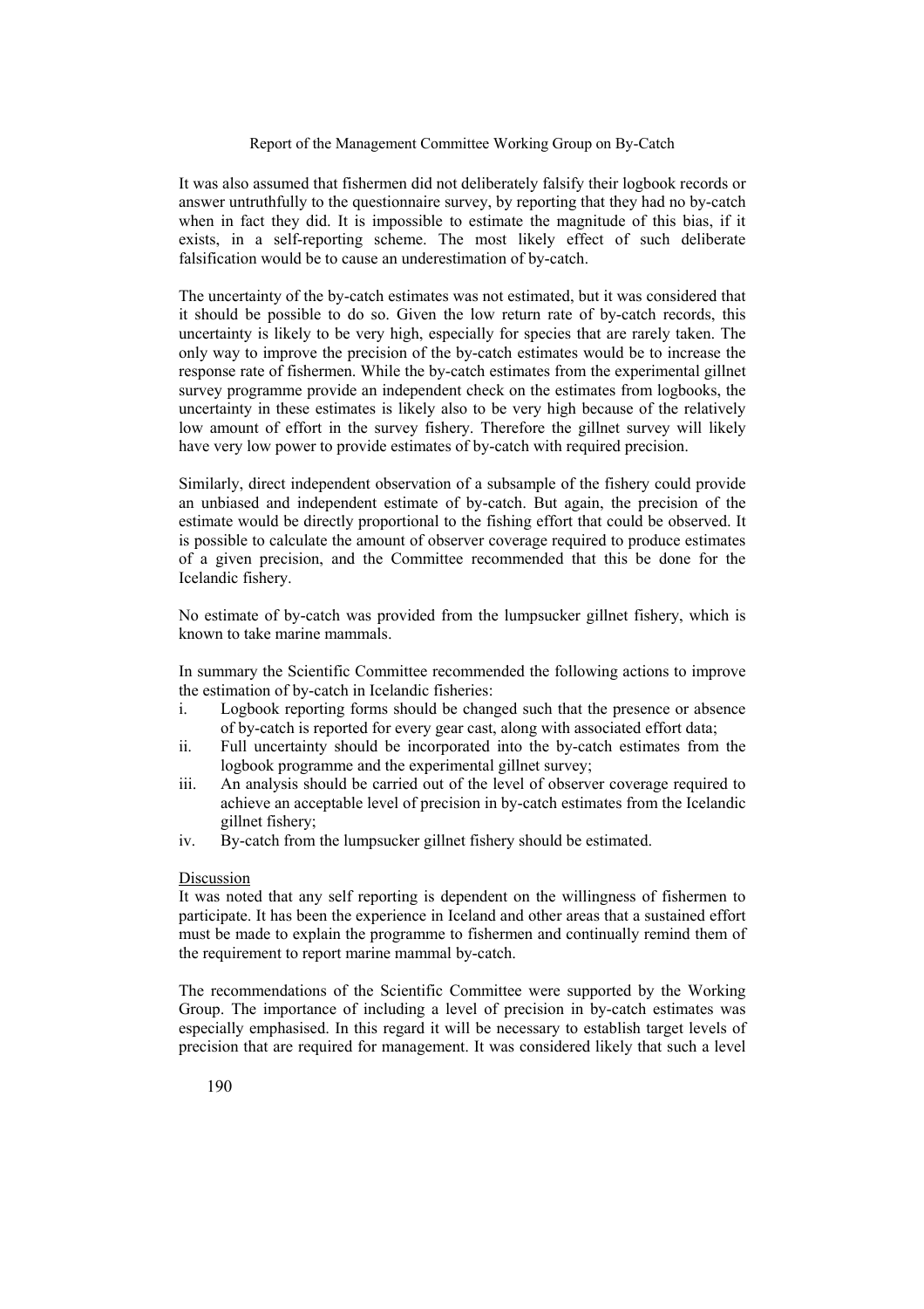It was also assumed that fishermen did not deliberately falsify their logbook records or answer untruthfully to the questionnaire survey, by reporting that they had no by-catch when in fact they did. It is impossible to estimate the magnitude of this bias, if it exists, in a self-reporting scheme. The most likely effect of such deliberate falsification would be to cause an underestimation of by-catch.

The uncertainty of the by-catch estimates was not estimated, but it was considered that it should be possible to do so. Given the low return rate of by-catch records, this uncertainty is likely to be very high, especially for species that are rarely taken. The only way to improve the precision of the by-catch estimates would be to increase the response rate of fishermen. While the by-catch estimates from the experimental gillnet survey programme provide an independent check on the estimates from logbooks, the uncertainty in these estimates is likely also to be very high because of the relatively low amount of effort in the survey fishery. Therefore the gillnet survey will likely have very low power to provide estimates of by-catch with required precision.

Similarly, direct independent observation of a subsample of the fishery could provide an unbiased and independent estimate of by-catch. But again, the precision of the estimate would be directly proportional to the fishing effort that could be observed. It is possible to calculate the amount of observer coverage required to produce estimates of a given precision, and the Committee recommended that this be done for the Icelandic fishery.

No estimate of by-catch was provided from the lumpsucker gillnet fishery, which is known to take marine mammals.

In summary the Scientific Committee recommended the following actions to improve the estimation of by-catch in Icelandic fisheries:

i. Logbook reporting forms should be changed such that the presence or absence of by-catch is reported for every gear cast, along with associated effort data;
ii. Full uncertainty should be incorporated into the by-catch estimates from the logbook programme and the experimental gillnet survey;
iii. An analysis should be carried out of the level of observer coverage required to achieve an acceptable level of precision in by-catch estimates from the Icelandic gillnet fishery;
iv. By-catch from the lumpsucker gillnet fishery should be estimated.

Discussion

It was noted that any self reporting is dependent on the willingness of fishermen to participate. It has been the experience in Iceland and other areas that a sustained effort must be made to explain the programme to fishermen and continually remind them of the requirement to report marine mammal by-catch.

The recommendations of the Scientific Committee were supported by the Working Group. The importance of including a level of precision in by-catch estimates was especially emphasised. In this regard it will be necessary to establish target levels of precision that are required for management. It was considered likely that such a level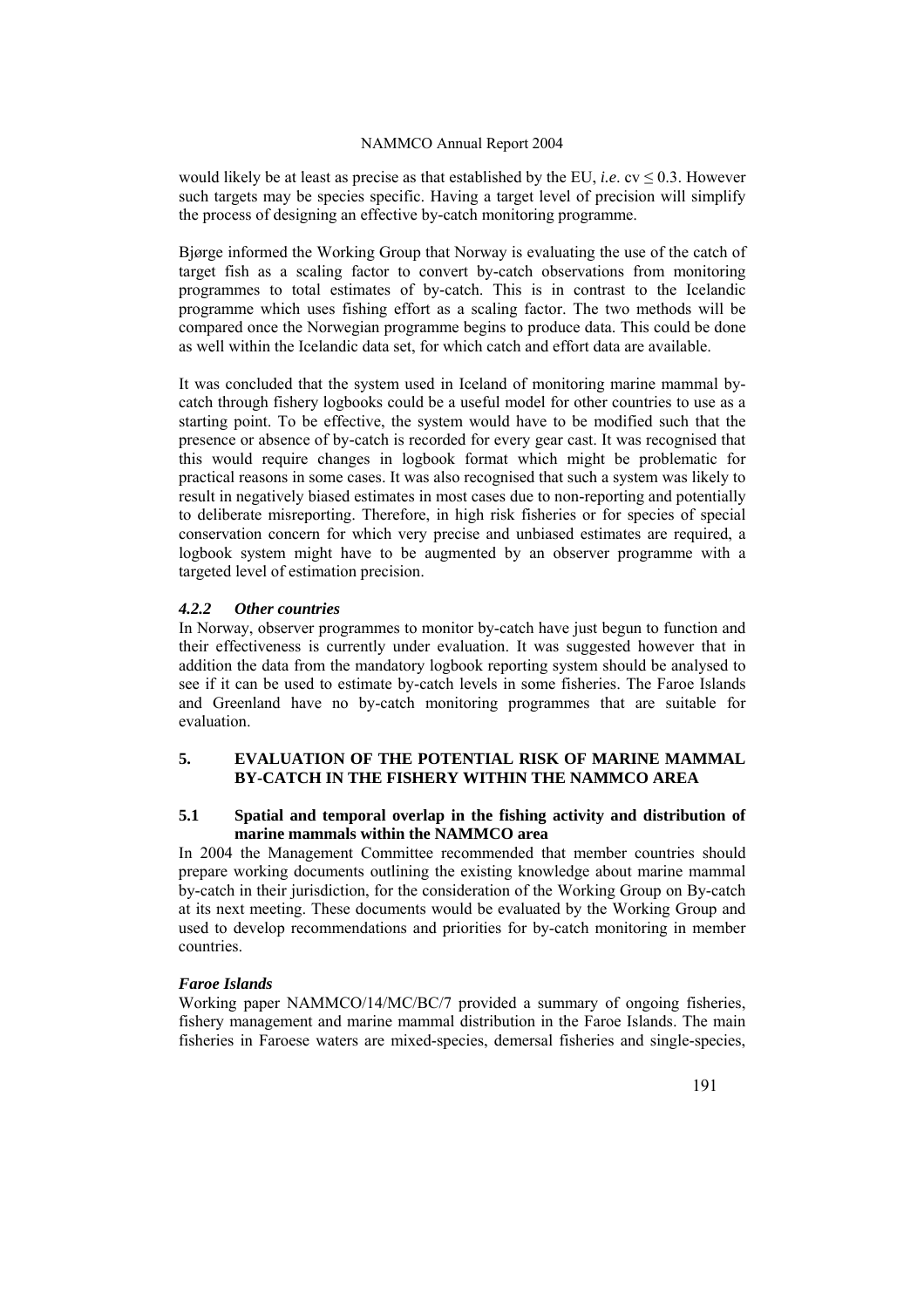would likely be at least as precise as that established by the EU, *i.e*. cv $\leq 0.3$. However such targets may be species specific. Having a target level of precision will simplify the process of designing an effective by-catch monitoring programme.

Bjørge informed the Working Group that Norway is evaluating the use of the catch of target fish as a scaling factor to convert by-catch observations from monitoring programmes to total estimates of by-catch. This is in contrast to the Icelandic programme which uses fishing effort as a scaling factor. The two methods will be compared once the Norwegian programme begins to produce data. This could be done as well within the Icelandic data set, for which catch and effort data are available.

It was concluded that the system used in Iceland of monitoring marine mammal by-catch through fishery logbooks could be a useful model for other countries to use as a starting point. To be effective, the system would have to be modified such that the presence or absence of by-catch is recorded for every gear cast. It was recognised that this would require changes in logbook format which might be problematic for practical reasons in some cases. It was also recognised that such a system was likely to result in negatively biased estimates in most cases due to non-reporting and potentially to deliberate misreporting. Therefore, in high risk fisheries or for species of special conservation concern for which very precise and unbiased estimates are required, a logbook system might have to be augmented by an observer programme with a targeted level of estimation precision.

#### *4.2.2 Other countries*

In Norway, observer programmes to monitor by-catch have just begun to function and their effectiveness is currently under evaluation. It was suggested however that in addition the data from the mandatory logbook reporting system should be analysed to see if it can be used to estimate by-catch levels in some fisheries. The Faroe Islands and Greenland have no by-catch monitoring programmes that are suitable for evaluation.

## 5. EVALUATION OF THE POTENTIAL RISK OF MARINE MAMMAL BY-CATCH IN THE FISHERY WITHIN THE NAMMCO AREA

### 5.1 Spatial and temporal overlap in the fishing activity and distribution of marine mammals within the NAMMCO area

In 2004 the Management Committee recommended that member countries should prepare working documents outlining the existing knowledge about marine mammal by-catch in their jurisdiction, for the consideration of the Working Group on By-catch at its next meeting. These documents would be evaluated by the Working Group and used to develop recommendations and priorities for by-catch monitoring in member countries.

#### *Faroe Islands*

Working paper NAMMCO/14/MC/BC/7 provided a summary of ongoing fisheries, fishery management and marine mammal distribution in the Faroe Islands. The main fisheries in Faroese waters are mixed-species, demersal fisheries and single-species,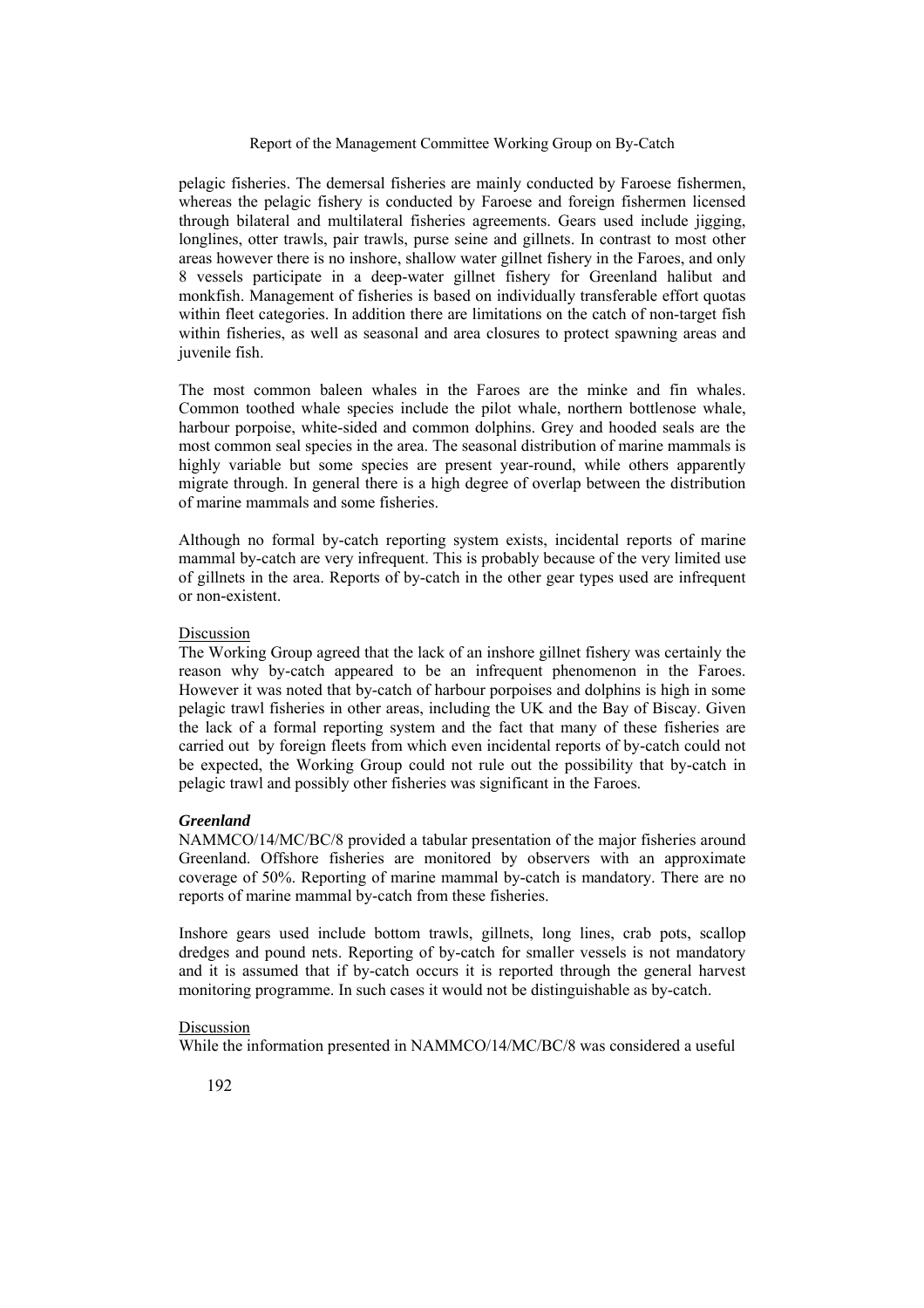pelagic fisheries. The demersal fisheries are mainly conducted by Faroese fishermen, whereas the pelagic fishery is conducted by Faroese and foreign fishermen licensed through bilateral and multilateral fisheries agreements. Gears used include jigging, longlines, otter trawls, pair trawls, purse seine and gillnets. In contrast to most other areas however there is no inshore, shallow water gillnet fishery in the Faroes, and only 8 vessels participate in a deep-water gillnet fishery for Greenland halibut and monkfish. Management of fisheries is based on individually transferable effort quotas within fleet categories. In addition there are limitations on the catch of non-target fish within fisheries, as well as seasonal and area closures to protect spawning areas and juvenile fish.

The most common baleen whales in the Faroes are the minke and fin whales. Common toothed whale species include the pilot whale, northern bottlenose whale, harbour porpoise, white-sided and common dolphins. Grey and hooded seals are the most common seal species in the area. The seasonal distribution of marine mammals is highly variable but some species are present year-round, while others apparently migrate through. In general there is a high degree of overlap between the distribution of marine mammals and some fisheries.

Although no formal by-catch reporting system exists, incidental reports of marine mammal by-catch are very infrequent. This is probably because of the very limited use of gillnets in the area. Reports of by-catch in the other gear types used are infrequent or non-existent.

Discussion

The Working Group agreed that the lack of an inshore gillnet fishery was certainly the reason why by-catch appeared to be an infrequent phenomenon in the Faroes. However it was noted that by-catch of harbour porpoises and dolphins is high in some pelagic trawl fisheries in other areas, including the UK and the Bay of Biscay. Given the lack of a formal reporting system and the fact that many of these fisheries are carried out by foreign fleets from which even incidental reports of by-catch could not be expected, the Working Group could not rule out the possibility that by-catch in pelagic trawl and possibly other fisheries was significant in the Faroes.

***Greenland***

NAMMCO/14/MC/BC/8 provided a tabular presentation of the major fisheries around Greenland. Offshore fisheries are monitored by observers with an approximate coverage of 50%. Reporting of marine mammal by-catch is mandatory. There are no reports of marine mammal by-catch from these fisheries.

Inshore gears used include bottom trawls, gillnets, long lines, crab pots, scallop dredges and pound nets. Reporting of by-catch for smaller vessels is not mandatory and it is assumed that if by-catch occurs it is reported through the general harvest monitoring programme. In such cases it would not be distinguishable as by-catch.

Discussion

While the information presented in NAMMCO/14/MC/BC/8 was considered a useful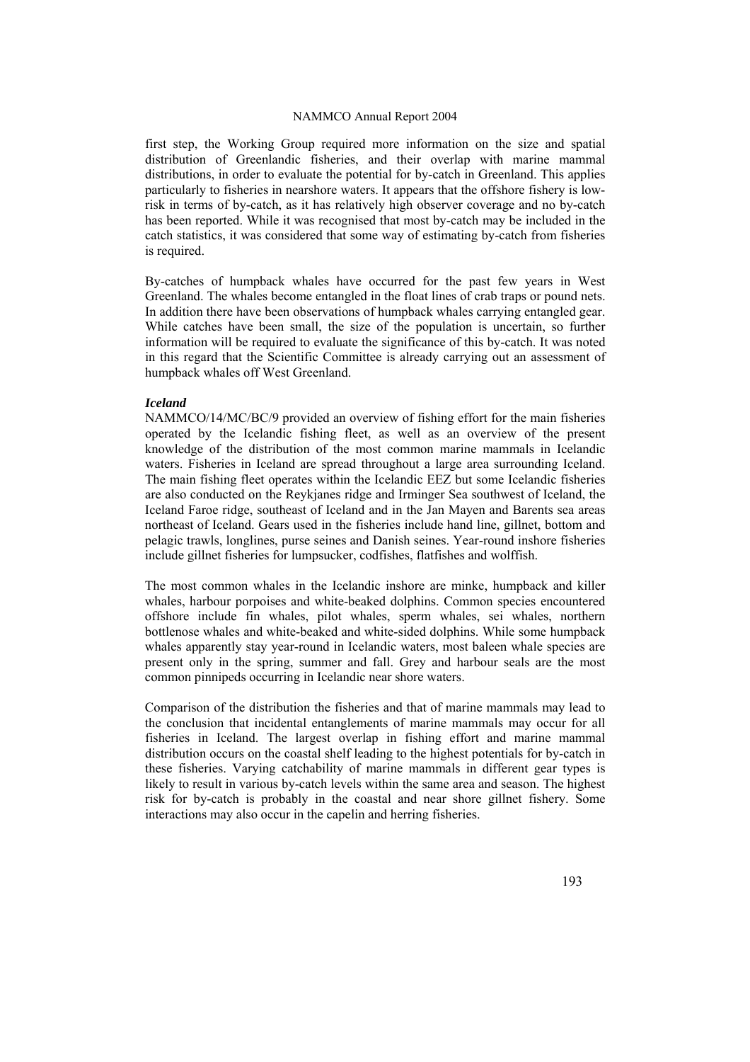first step, the Working Group required more information on the size and spatial distribution of Greenlandic fisheries, and their overlap with marine mammal distributions, in order to evaluate the potential for by-catch in Greenland. This applies particularly to fisheries in nearshore waters. It appears that the offshore fishery is low-risk in terms of by-catch, as it has relatively high observer coverage and no by-catch has been reported. While it was recognised that most by-catch may be included in the catch statistics, it was considered that some way of estimating by-catch from fisheries is required.

By-catches of humpback whales have occurred for the past few years in West Greenland. The whales become entangled in the float lines of crab traps or pound nets. In addition there have been observations of humpback whales carrying entangled gear. While catches have been small, the size of the population is uncertain, so further information will be required to evaluate the significance of this by-catch. It was noted in this regard that the Scientific Committee is already carrying out an assessment of humpback whales off West Greenland.

***Iceland***

NAMMCO/14/MC/BC/9 provided an overview of fishing effort for the main fisheries operated by the Icelandic fishing fleet, as well as an overview of the present knowledge of the distribution of the most common marine mammals in Icelandic waters. Fisheries in Iceland are spread throughout a large area surrounding Iceland. The main fishing fleet operates within the Icelandic EEZ but some Icelandic fisheries are also conducted on the Reykjanes ridge and Irminger Sea southwest of Iceland, the Iceland Faroe ridge, southeast of Iceland and in the Jan Mayen and Barents sea areas northeast of Iceland. Gears used in the fisheries include hand line, gillnet, bottom and pelagic trawls, longlines, purse seines and Danish seines. Year-round inshore fisheries include gillnet fisheries for lumpsucker, codfishes, flatfishes and wolffish.

The most common whales in the Icelandic inshore are minke, humpback and killer whales, harbour porpoises and white-beaked dolphins. Common species encountered offshore include fin whales, pilot whales, sperm whales, sei whales, northern bottlenose whales and white-beaked and white-sided dolphins. While some humpback whales apparently stay year-round in Icelandic waters, most baleen whale species are present only in the spring, summer and fall. Grey and harbour seals are the most common pinnipeds occurring in Icelandic near shore waters.

Comparison of the distribution the fisheries and that of marine mammals may lead to the conclusion that incidental entanglements of marine mammals may occur for all fisheries in Iceland. The largest overlap in fishing effort and marine mammal distribution occurs on the coastal shelf leading to the highest potentials for by-catch in these fisheries. Varying catchability of marine mammals in different gear types is likely to result in various by-catch levels within the same area and season. The highest risk for by-catch is probably in the coastal and near shore gillnet fishery. Some interactions may also occur in the capelin and herring fisheries.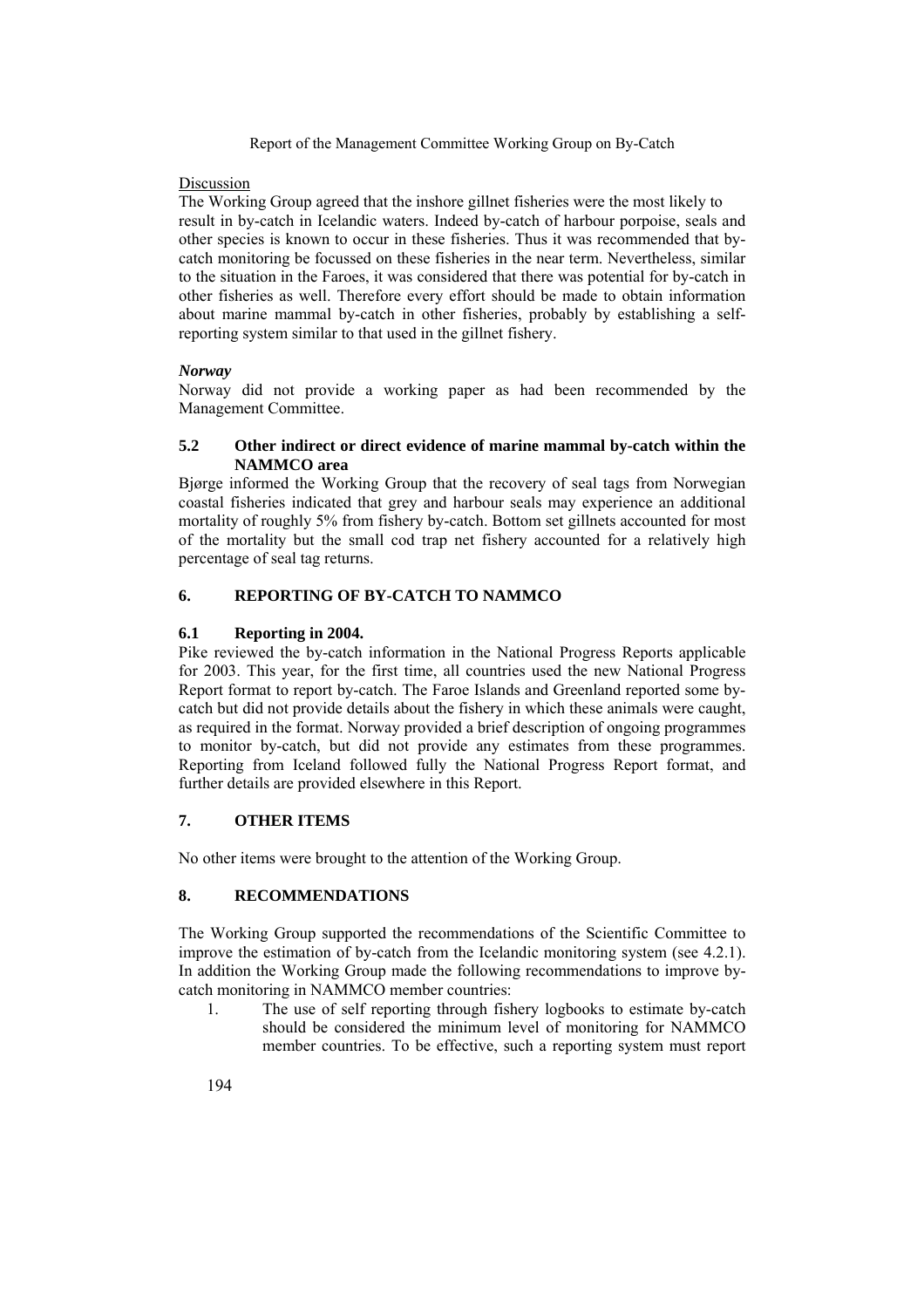Discussion

The Working Group agreed that the inshore gillnet fisheries were the most likely to result in by-catch in Icelandic waters. Indeed by-catch of harbour porpoise, seals and other species is known to occur in these fisheries. Thus it was recommended that by-catch monitoring be focussed on these fisheries in the near term. Nevertheless, similar to the situation in the Faroes, it was considered that there was potential for by-catch in other fisheries as well. Therefore every effort should be made to obtain information about marine mammal by-catch in other fisheries, probably by establishing a self-reporting system similar to that used in the gillnet fishery.

***Norway***

Norway did not provide a working paper as had been recommended by the Management Committee.

### 5.2 Other indirect or direct evidence of marine mammal by-catch within the NAMMCO area

Bjørge informed the Working Group that the recovery of seal tags from Norwegian coastal fisheries indicated that grey and harbour seals may experience an additional mortality of roughly 5% from fishery by-catch. Bottom set gillnets accounted for most of the mortality but the small cod trap net fishery accounted for a relatively high percentage of seal tag returns.

## 6. REPORTING OF BY-CATCH TO NAMMCO

### 6.1 Reporting in 2004.

Pike reviewed the by-catch information in the National Progress Reports applicable for 2003. This year, for the first time, all countries used the new National Progress Report format to report by-catch. The Faroe Islands and Greenland reported some by-catch but did not provide details about the fishery in which these animals were caught, as required in the format. Norway provided a brief description of ongoing programmes to monitor by-catch, but did not provide any estimates from these programmes. Reporting from Iceland followed fully the National Progress Report format, and further details are provided elsewhere in this Report.

## 7. OTHER ITEMS

No other items were brought to the attention of the Working Group.

## 8. RECOMMENDATIONS

The Working Group supported the recommendations of the Scientific Committee to improve the estimation of by-catch from the Icelandic monitoring system (see 4.2.1). In addition the Working Group made the following recommendations to improve by-catch monitoring in NAMMCO member countries:

1. The use of self reporting through fishery logbooks to estimate by-catch should be considered the minimum level of monitoring for NAMMCO member countries. To be effective, such a reporting system must report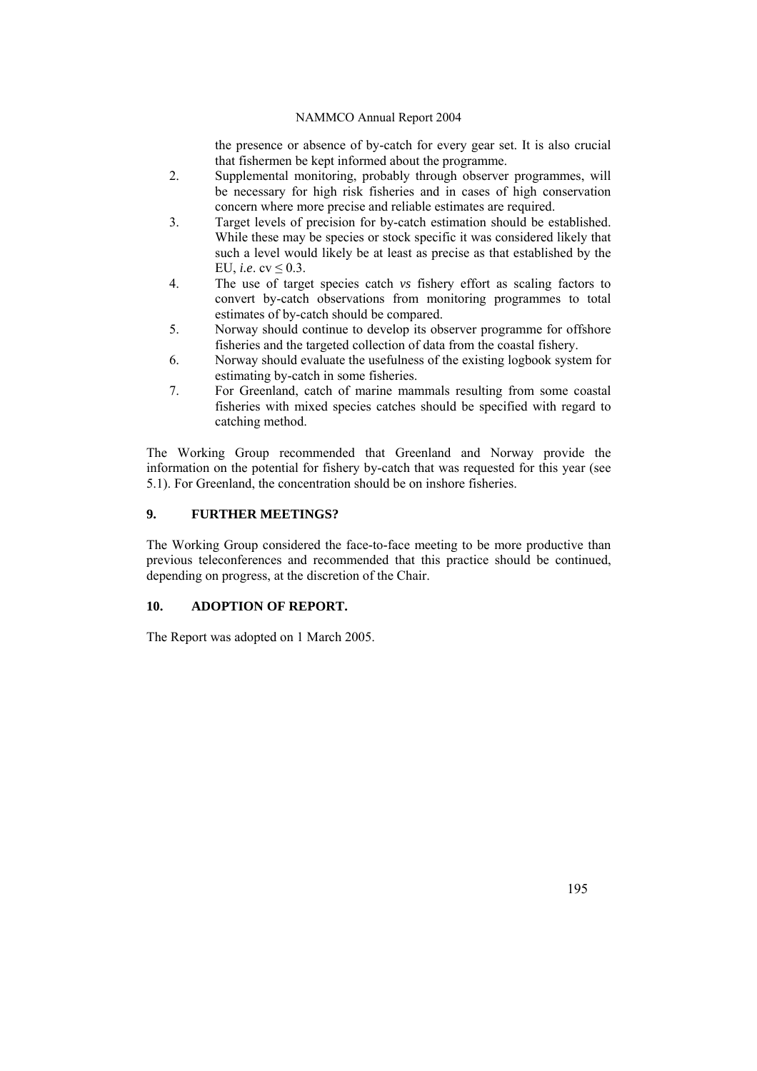the presence or absence of by-catch for every gear set. It is also crucial that fishermen be kept informed about the programme.

2. Supplemental monitoring, probably through observer programmes, will be necessary for high risk fisheries and in cases of high conservation concern where more precise and reliable estimates are required.
3. Target levels of precision for by-catch estimation should be established. While these may be species or stock specific it was considered likely that such a level would likely be at least as precise as that established by the EU, *i.e*. cv $\leq$ 0.3.
4. The use of target species catch *vs* fishery effort as scaling factors to convert by-catch observations from monitoring programmes to total estimates of by-catch should be compared.
5. Norway should continue to develop its observer programme for offshore fisheries and the targeted collection of data from the coastal fishery.
6. Norway should evaluate the usefulness of the existing logbook system for estimating by-catch in some fisheries.
7. For Greenland, catch of marine mammals resulting from some coastal fisheries with mixed species catches should be specified with regard to catching method.

The Working Group recommended that Greenland and Norway provide the information on the potential for fishery by-catch that was requested for this year (see 5.1). For Greenland, the concentration should be on inshore fisheries.

## 9. FURTHER MEETINGS?

The Working Group considered the face-to-face meeting to be more productive than previous teleconferences and recommended that this practice should be continued, depending on progress, at the discretion of the Chair.

## 10. ADOPTION OF REPORT.

The Report was adopted on 1 March 2005.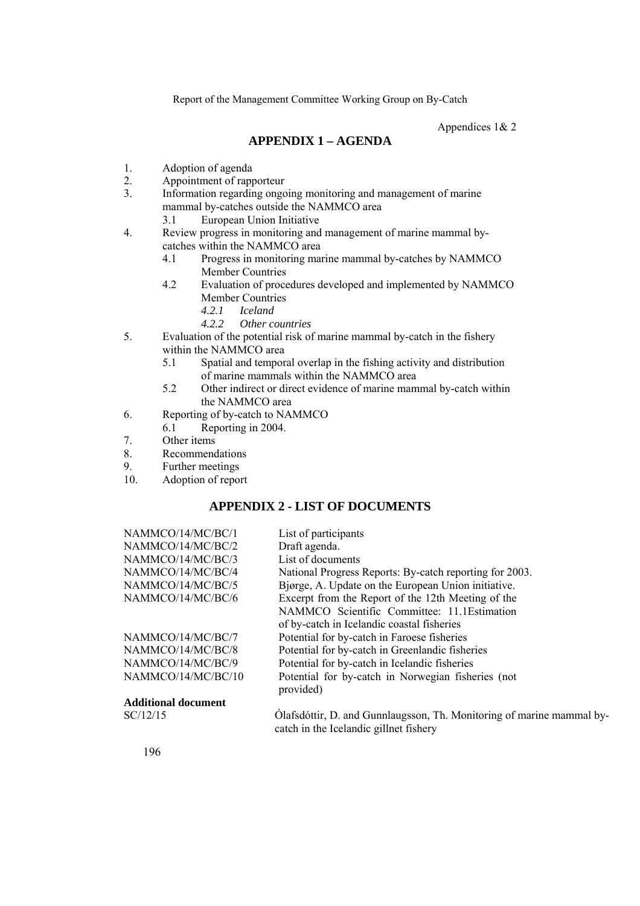Appendices 1& 2

## APPENDIX 1 – AGENDA

1. Adoption of agenda
2. Appointment of rapporteur
3. Information regarding ongoing monitoring and management of marine mammal by-catches outside the NAMMCO area
   - 3.1 European Union Initiative
4. Review progress in monitoring and management of marine mammal by-catches within the NAMMCO area
   - 4.1 Progress in monitoring marine mammal by-catches by NAMMCO Member Countries
   - 4.2 Evaluation of procedures developed and implemented by NAMMCO Member Countries
     - *4.2.1 Iceland*
     - *4.2.2 Other countries*
5. Evaluation of the potential risk of marine mammal by-catch in the fishery within the NAMMCO area
   - 5.1 Spatial and temporal overlap in the fishing activity and distribution of marine mammals within the NAMMCO area
   - 5.2 Other indirect or direct evidence of marine mammal by-catch within the NAMMCO area
6. Reporting of by-catch to NAMMCO
   - 6.1 Reporting in 2004.
7. Other items
8. Recommendations
9. Further meetings
10. Adoption of report

## APPENDIX 2 - LIST OF DOCUMENTS

| | |
|---|---|
| NAMMCO/14/MC/BC/1 | List of participants |
| NAMMCO/14/MC/BC/2 | Draft agenda. |
| NAMMCO/14/MC/BC/3 | List of documents |
| NAMMCO/14/MC/BC/4 | National Progress Reports: By-catch reporting for 2003. |
| NAMMCO/14/MC/BC/5 | Bjørge, A. Update on the European Union initiative. |
| NAMMCO/14/MC/BC/6 | Excerpt from the Report of the 12th Meeting of the NAMMCO Scientific Committee: 11.1Estimation of by-catch in Icelandic coastal fisheries |
| NAMMCO/14/MC/BC/7 | Potential for by-catch in Faroese fisheries |
| NAMMCO/14/MC/BC/8 | Potential for by-catch in Greenlandic fisheries |
| NAMMCO/14/MC/BC/9 | Potential for by-catch in Icelandic fisheries |
| NAMMCO/14/MC/BC/10 | Potential for by-catch in Norwegian fisheries (not provided) |

**Additional document**

| | |
|---|---|
| SC/12/15 | Ólafsdóttir, D. and Gunnlaugsson, Th. Monitoring of marine mammal by-catch in the Icelandic gillnet fishery |